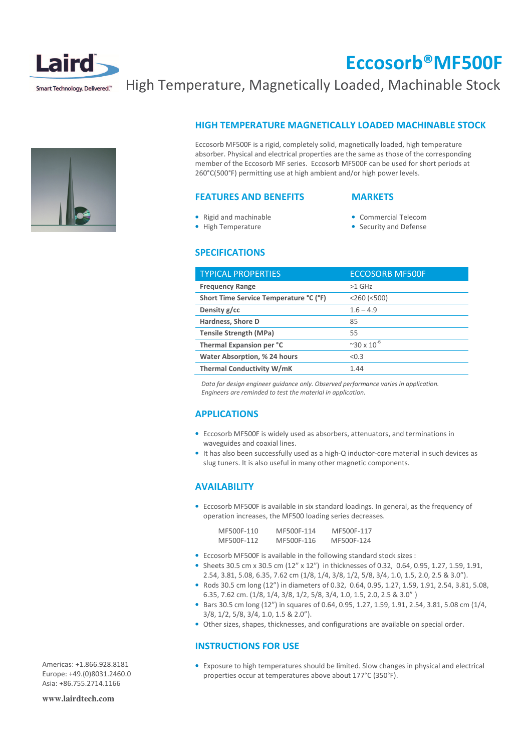# Eccosorb®MF500F

## High Temperature, Magnetically Loaded, Machinable Stock

## HIGH TEMPERATURE MAGNETICALLY LOADED MACHINABLE STOCK

Eccosorb MF500F is a rigid, completely solid, magnetically loaded, high temperature absorber. Physical and electrical properties are the same as those of the corresponding member of the Eccosorb MF series. Eccosorb MF500F can be used for short periods at 260°C(500°F) permitting use at high ambient and/or high power levels.

## FEATURES AND BENEFITS

- Rigid and machinable
- High Temperature

## MARKETS

- Commercial Telecom
- Security and Defense

## SPECIFICATIONS

| TYPICAL PROPERTIES | ECCOSORB MF500F |
|---|---|
| **Frequency Range** | >1 GHz |
| **Short Time Service Temperature °C (°F)** | <260 (<500) |
| **Density g/cc** | 1.6 – 4.9 |
| **Hardness, Shore D** | 85 |
| **Tensile Strength (MPa)** | 55 |
| **Thermal Expansion per °C** | ~30 x $10^{-6}$ |
| **Water Absorption, % 24 hours** | <0.3 |
| **Thermal Conductivity W/mK** | 1.44 |

*Data for design engineer guidance only. Observed performance varies in application. Engineers are reminded to test the material in application.*

## APPLICATIONS

- Eccosorb MF500F is widely used as absorbers, attenuators, and terminations in waveguides and coaxial lines.
- It has also been successfully used as a high-Q inductor-core material in such devices as slug tuners. It is also useful in many other magnetic components.

## AVAILABILITY

- Eccosorb MF500F is available in six standard loadings. In general, as the frequency of operation increases, the MF500 loading series decreases.

| | | |
|---|---|---|
| MF500F-110 | MF500F-114 | MF500F-117 |
| MF500F-112 | MF500F-116 | MF500F-124 |

- Eccosorb MF500F is available in the following standard stock sizes :
- Sheets 30.5 cm x 30.5 cm (12" x 12") in thicknesses of 0.32, 0.64, 0.95, 1.27, 1.59, 1.91, 2.54, 3.81, 5.08, 6.35, 7.62 cm (1/8, 1/4, 3/8, 1/2, 5/8, 3/4, 1.0, 1.5, 2.0, 2.5 & 3.0").
- Rods 30.5 cm long (12") in diameters of 0.32, 0.64, 0.95, 1.27, 1.59, 1.91, 2.54, 3.81, 5.08, 6.35, 7.62 cm. (1/8, 1/4, 3/8, 1/2, 5/8, 3/4, 1.0, 1.5, 2.0, 2.5 & 3.0" )
- Bars 30.5 cm long (12") in squares of 0.64, 0.95, 1.27, 1.59, 1.91, 2.54, 3.81, 5.08 cm (1/4, 3/8, 1/2, 5/8, 3/4, 1.0, 1.5 & 2.0").
- Other sizes, shapes, thicknesses, and configurations are available on special order.

## INSTRUCTIONS FOR USE

- Exposure to high temperatures should be limited. Slow changes in physical and electrical properties occur at temperatures above about 177°C (350°F).

Americas: +1.866.928.8181
Europe: +49.(0)8031.2460.0
Asia: +86.755.2714.1166

www.lairdtech.com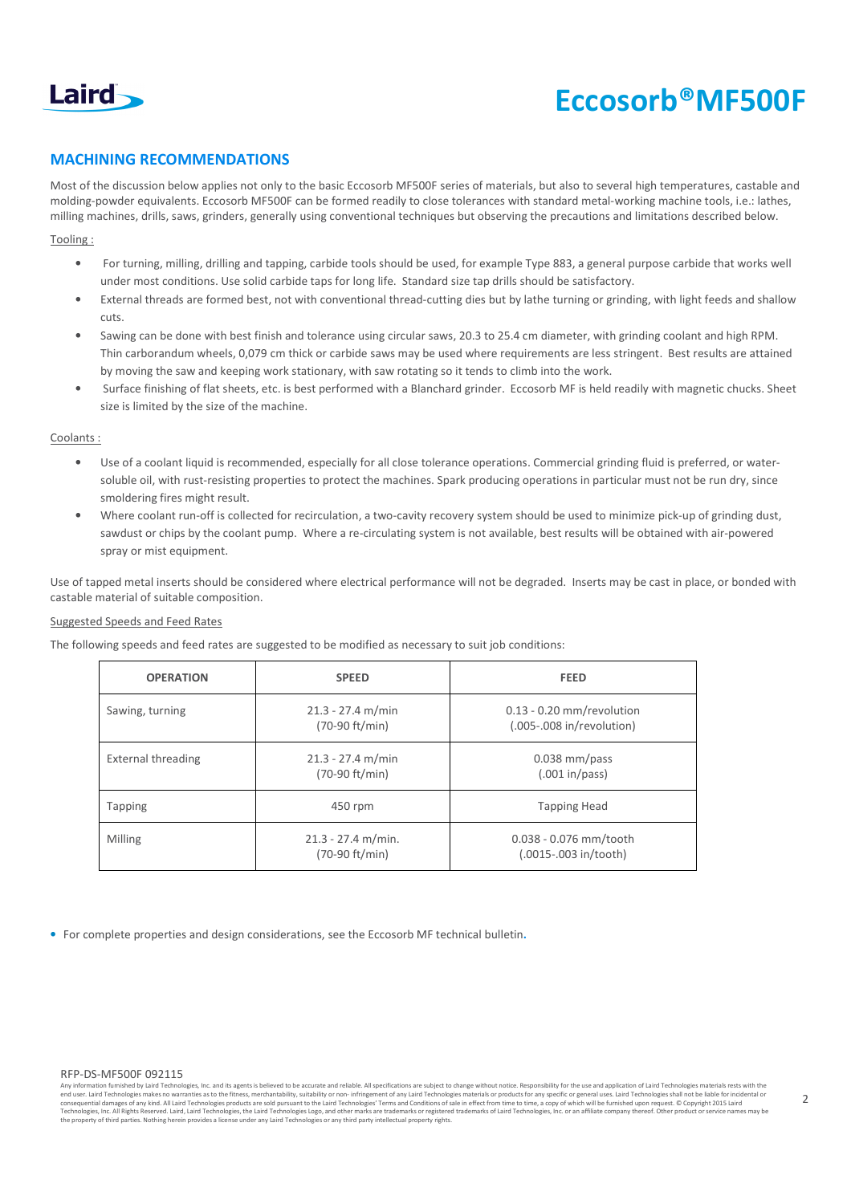# Eccosorb®MF500F

## MACHINING RECOMMENDATIONS

Most of the discussion below applies not only to the basic Eccosorb MF500F series of materials, but also to several high temperatures, castable and molding-powder equivalents. Eccosorb MF500F can be formed readily to close tolerances with standard metal-working machine tools, i.e.: lathes, milling machines, drills, saws, grinders, generally using conventional techniques but observing the precautions and limitations described below.

Tooling :

- For turning, milling, drilling and tapping, carbide tools should be used, for example Type 883, a general purpose carbide that works well under most conditions. Use solid carbide taps for long life. Standard size tap drills should be satisfactory.
- External threads are formed best, not with conventional thread-cutting dies but by lathe turning or grinding, with light feeds and shallow cuts.
- Sawing can be done with best finish and tolerance using circular saws, 20.3 to 25.4 cm diameter, with grinding coolant and high RPM. Thin carborandum wheels, 0,079 cm thick or carbide saws may be used where requirements are less stringent. Best results are attained by moving the saw and keeping work stationary, with saw rotating so it tends to climb into the work.
- Surface finishing of flat sheets, etc. is best performed with a Blanchard grinder. Eccosorb MF is held readily with magnetic chucks. Sheet size is limited by the size of the machine.

Coolants :

- Use of a coolant liquid is recommended, especially for all close tolerance operations. Commercial grinding fluid is preferred, or water-soluble oil, with rust-resisting properties to protect the machines. Spark producing operations in particular must not be run dry, since smoldering fires might result.
- Where coolant run-off is collected for recirculation, a two-cavity recovery system should be used to minimize pick-up of grinding dust, sawdust or chips by the coolant pump. Where a re-circulating system is not available, best results will be obtained with air-powered spray or mist equipment.

Use of tapped metal inserts should be considered where electrical performance will not be degraded. Inserts may be cast in place, or bonded with castable material of suitable composition.

Suggested Speeds and Feed Rates

The following speeds and feed rates are suggested to be modified as necessary to suit job conditions:

| OPERATION | SPEED | FEED |
|---|---|---|
| Sawing, turning | 21.3 - 27.4 m/min (70-90 ft/min) | 0.13 - 0.20 mm/revolution (.005-.008 in/revolution) |
| External threading | 21.3 - 27.4 m/min (70-90 ft/min) | 0.038 mm/pass (.001 in/pass) |
| Tapping | 450 rpm | Tapping Head |
| Milling | 21.3 - 27.4 m/min. (70-90 ft/min) | 0.038 - 0.076 mm/tooth (.0015-.003 in/tooth) |

- For complete properties and design considerations, see the Eccosorb MF technical bulletin.

RFP-DS-MF500F 092115

Any information furnished by Laird Technologies, Inc. and its agents is believed to be accurate and reliable. All specifications are subject to change without notice. Responsibility for the use and application of Laird Technologies materials rests with the end user. Laird Technologies makes no warranties as to the fitness, merchantability, suitability or non- infringement of any Laird Technologies materials or products for any specific or general uses. Laird Technologies shall not be liable for incidental or consequential damages of any kind. All Laird Technologies products are sold pursuant to the Laird Technologies' Terms and Conditions of sale in effect from time to time, a copy of which will be furnished upon request. © Copyright 2015 Laird Technologies, Inc. All Rights Reserved. Laird, Laird Technologies, the Laird Technologies Logo, and other marks are trademarks or registered trademarks of Laird Technologies, Inc. or an affiliate company thereof. Other product or service names may be the property of third parties. Nothing herein provides a license under any Laird Technologies or any third party intellectual property rights.